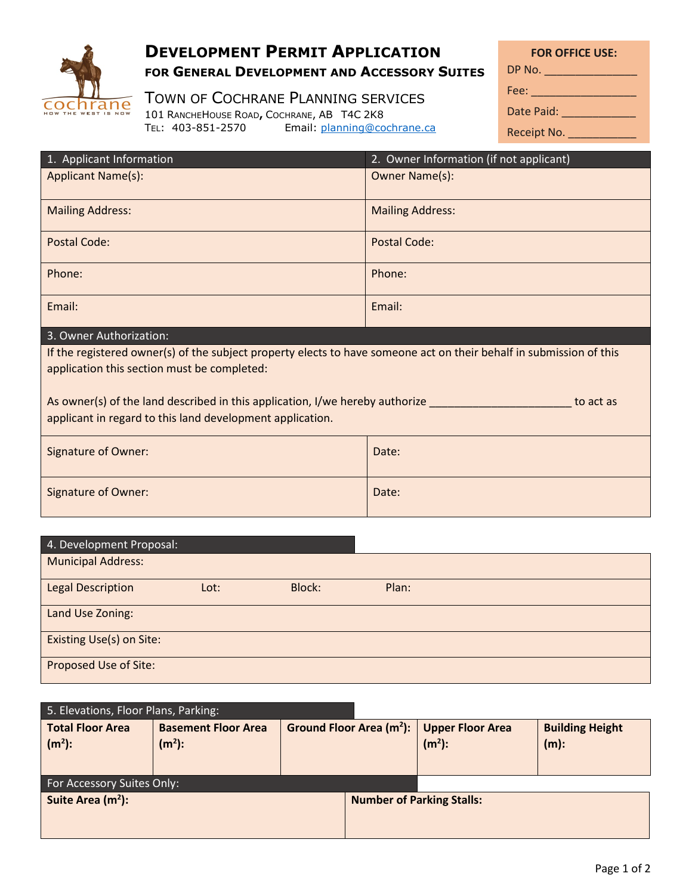# Development Permit Application

## for General Development and Accessory Suites

**Town of Cochrane Planning services**
101 RancheHouse Road, Cochrane, AB T4C 2K8
Tel: 403-851-2570 Email: planning@cochrane.ca

| FOR OFFICE USE: |
|---|
| DP No. _______________ |
| Fee: _________________ |
| Date Paid: ____________ |
| Receipt No. ___________ |

| 1. Applicant Information | 2. Owner Information (if not applicant) |
|---|---|
| Applicant Name(s): | Owner Name(s): |
| Mailing Address: | Mailing Address: |
| Postal Code: | Postal Code: |
| Phone: | Phone: |
| Email: | Email: |

| 3. Owner Authorization: | |
|---|---|
| If the registered owner(s) of the subject property elects to have someone act on their behalf in submission of this application this section must be completed:<br><br>As owner(s) of the land described in this application, I/we hereby authorize _______________________ to act as applicant in regard to this land development application. | |
| Signature of Owner: | Date: |
| Signature of Owner: | Date: |

| 4. Development Proposal: | | | |
|---|---|---|---|
| Municipal Address: | | | |
| Legal Description | Lot: | Block: | Plan: |
| Land Use Zoning: | | | |
| Existing Use(s) on Site: | | | |
| Proposed Use of Site: | | | |

| 5. Elevations, Floor Plans, Parking: | | | | |
|---|---|---|---|---|
| **Total Floor Area ($m^2$):** | **Basement Floor Area ($m^2$):** | **Ground Floor Area ($m^2$):** | **Upper Floor Area ($m^2$):** | **Building Height (m):** |
| | | | | |

| For Accessory Suites Only: | |
|---|---|
| **Suite Area ($m^2$):** | **Number of Parking Stalls:** |
| | |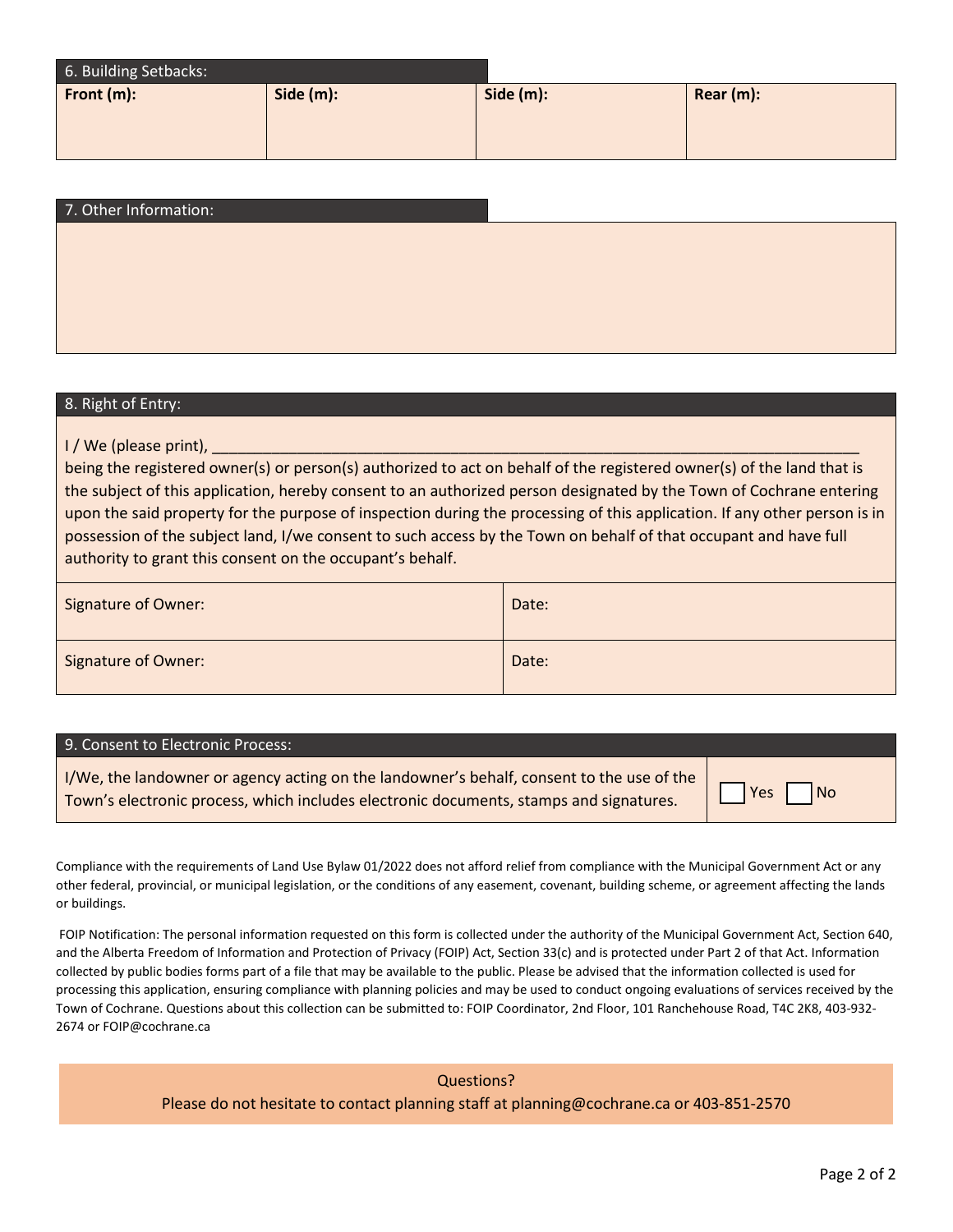## 6. Building Setbacks:

| Front (m): | Side (m): | Side (m): | Rear (m): |
| --- | --- | --- | --- |
| | | | |

## 7. Other Information:

## 8. Right of Entry:

I / We (please print), ______________________________________________________________________________

being the registered owner(s) or person(s) authorized to act on behalf of the registered owner(s) of the land that is the subject of this application, hereby consent to an authorized person designated by the Town of Cochrane entering upon the said property for the purpose of inspection during the processing of this application. If any other person is in possession of the subject land, I/we consent to such access by the Town on behalf of that occupant and have full authority to grant this consent on the occupant's behalf.

| | |
| --- | --- |
| Signature of Owner: | Date: |
| Signature of Owner: | Date: |

## 9. Consent to Electronic Process:

| | |
| --- | --- |
| I/We, the landowner or agency acting on the landowner's behalf, consent to the use of the Town's electronic process, which includes electronic documents, stamps and signatures. | ☐ Yes ☐ No |

Compliance with the requirements of Land Use Bylaw 01/2022 does not afford relief from compliance with the Municipal Government Act or any other federal, provincial, or municipal legislation, or the conditions of any easement, covenant, building scheme, or agreement affecting the lands or buildings.

FOIP Notification: The personal information requested on this form is collected under the authority of the Municipal Government Act, Section 640, and the Alberta Freedom of Information and Protection of Privacy (FOIP) Act, Section 33(c) and is protected under Part 2 of that Act. Information collected by public bodies forms part of a file that may be available to the public. Please be advised that the information collected is used for processing this application, ensuring compliance with planning policies and may be used to conduct ongoing evaluations of services received by the Town of Cochrane. Questions about this collection can be submitted to: FOIP Coordinator, 2nd Floor, 101 Ranchehouse Road, T4C 2K8, 403-932-2674 or FOIP@cochrane.ca

Questions?
Please do not hesitate to contact planning staff at planning@cochrane.ca or 403-851-2570